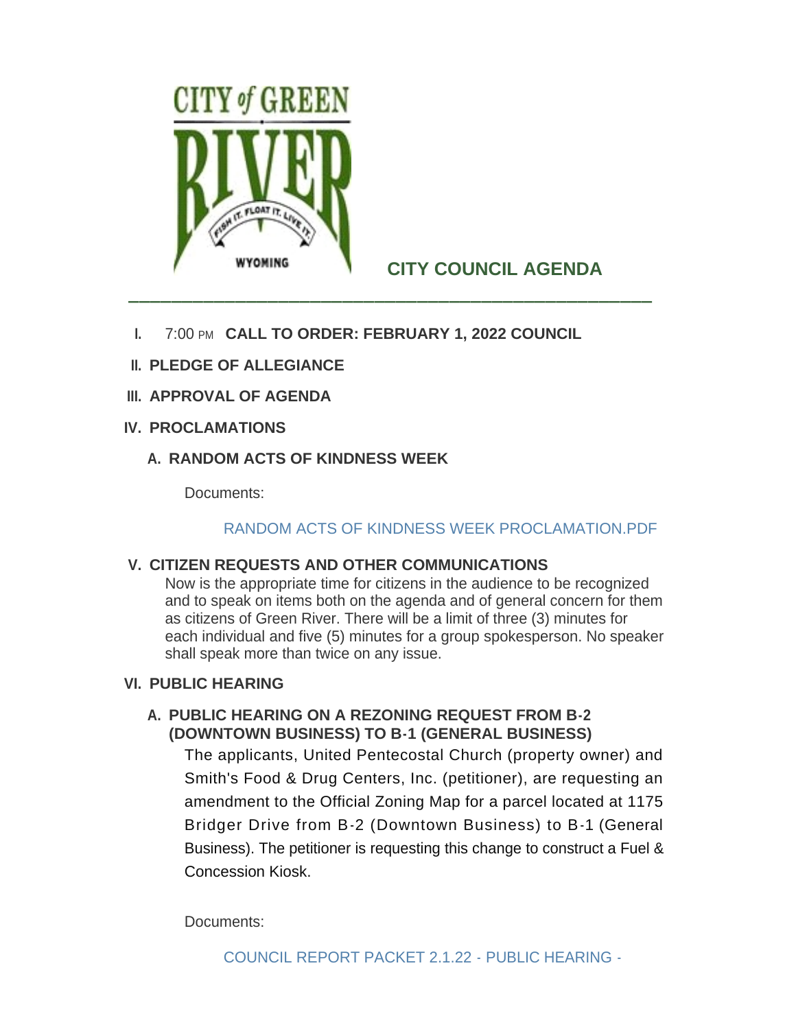CITY of GREEN RIVER

FISH IT. FLOAT IT. LIVE IT.

WYOMING

# CITY COUNCIL AGENDA

---

I. 7:00 PM **CALL TO ORDER: FEBRUARY 1, 2022 COUNCIL**

II. **PLEDGE OF ALLEGIANCE**

III. **APPROVAL OF AGENDA**

IV. **PROCLAMATIONS**

   A. **RANDOM ACTS OF KINDNESS WEEK**

      Documents:

      RANDOM ACTS OF KINDNESS WEEK PROCLAMATION.PDF

V. **CITIZEN REQUESTS AND OTHER COMMUNICATIONS**

   Now is the appropriate time for citizens in the audience to be recognized and to speak on items both on the agenda and of general concern for them as citizens of Green River. There will be a limit of three (3) minutes for each individual and five (5) minutes for a group spokesperson. No speaker shall speak more than twice on any issue.

VI. **PUBLIC HEARING**

   A. **PUBLIC HEARING ON A REZONING REQUEST FROM B-2 (DOWNTOWN BUSINESS) TO B-1 (GENERAL BUSINESS)**

      The applicants, United Pentecostal Church (property owner) and Smith's Food & Drug Centers, Inc. (petitioner), are requesting an amendment to the Official Zoning Map for a parcel located at 1175 Bridger Drive from B-2 (Downtown Business) to B-1 (General Business). The petitioner is requesting this change to construct a Fuel & Concession Kiosk.

      Documents:

      COUNCIL REPORT PACKET 2.1.22 - PUBLIC HEARING -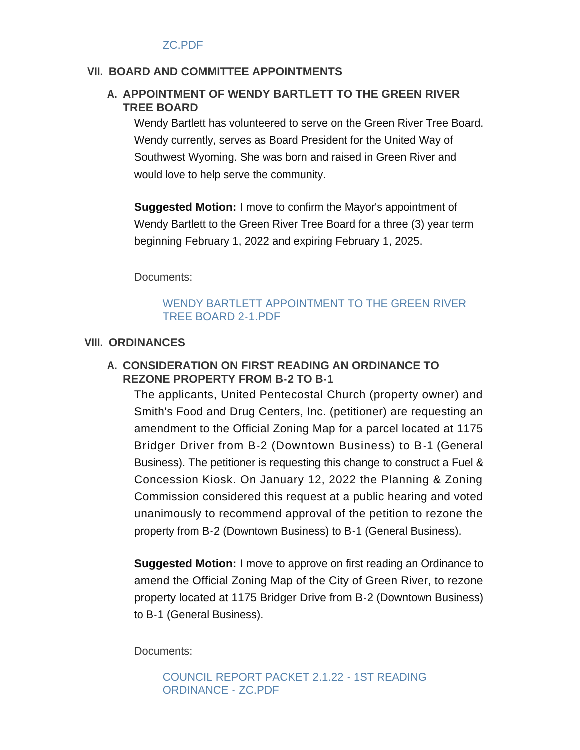ZC.PDF

## VII. BOARD AND COMMITTEE APPOINTMENTS

### A. APPOINTMENT OF WENDY BARTLETT TO THE GREEN RIVER TREE BOARD

Wendy Bartlett has volunteered to serve on the Green River Tree Board. Wendy currently, serves as Board President for the United Way of Southwest Wyoming. She was born and raised in Green River and would love to help serve the community.

**Suggested Motion:** I move to confirm the Mayor's appointment of Wendy Bartlett to the Green River Tree Board for a three (3) year term beginning February 1, 2022 and expiring February 1, 2025.

Documents:

WENDY BARTLETT APPOINTMENT TO THE GREEN RIVER TREE BOARD 2-1.PDF

## VIII. ORDINANCES

### A. CONSIDERATION ON FIRST READING AN ORDINANCE TO REZONE PROPERTY FROM B-2 TO B-1

The applicants, United Pentecostal Church (property owner) and Smith's Food and Drug Centers, Inc. (petitioner) are requesting an amendment to the Official Zoning Map for a parcel located at 1175 Bridger Driver from B-2 (Downtown Business) to B-1 (General Business). The petitioner is requesting this change to construct a Fuel & Concession Kiosk. On January 12, 2022 the Planning & Zoning Commission considered this request at a public hearing and voted unanimously to recommend approval of the petition to rezone the property from B-2 (Downtown Business) to B-1 (General Business).

**Suggested Motion:** I move to approve on first reading an Ordinance to amend the Official Zoning Map of the City of Green River, to rezone property located at 1175 Bridger Drive from B-2 (Downtown Business) to B-1 (General Business).

Documents:

COUNCIL REPORT PACKET 2.1.22 - 1ST READING ORDINANCE - ZC.PDF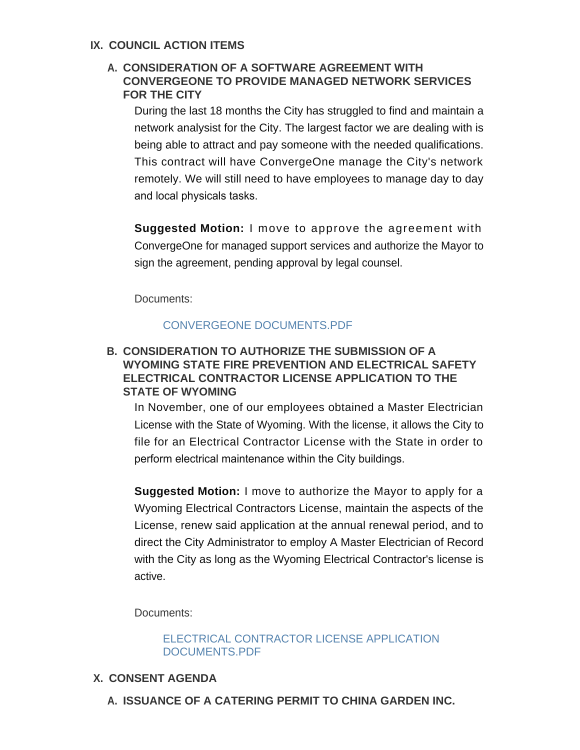## IX. COUNCIL ACTION ITEMS

### A. CONSIDERATION OF A SOFTWARE AGREEMENT WITH CONVERGEONE TO PROVIDE MANAGED NETWORK SERVICES FOR THE CITY

During the last 18 months the City has struggled to find and maintain a network analysist for the City. The largest factor we are dealing with is being able to attract and pay someone with the needed qualifications. This contract will have ConvergeOne manage the City's network remotely. We will still need to have employees to manage day to day and local physicals tasks.

**Suggested Motion:** I move to approve the agreement with ConvergeOne for managed support services and authorize the Mayor to sign the agreement, pending approval by legal counsel.

Documents:

CONVERGEONE DOCUMENTS.PDF

### B. CONSIDERATION TO AUTHORIZE THE SUBMISSION OF A WYOMING STATE FIRE PREVENTION AND ELECTRICAL SAFETY ELECTRICAL CONTRACTOR LICENSE APPLICATION TO THE STATE OF WYOMING

In November, one of our employees obtained a Master Electrician License with the State of Wyoming. With the license, it allows the City to file for an Electrical Contractor License with the State in order to perform electrical maintenance within the City buildings.

**Suggested Motion:** I move to authorize the Mayor to apply for a Wyoming Electrical Contractors License, maintain the aspects of the License, renew said application at the annual renewal period, and to direct the City Administrator to employ A Master Electrician of Record with the City as long as the Wyoming Electrical Contractor's license is active.

Documents:

ELECTRICAL CONTRACTOR LICENSE APPLICATION DOCUMENTS.PDF

## X. CONSENT AGENDA

### A. ISSUANCE OF A CATERING PERMIT TO CHINA GARDEN INC.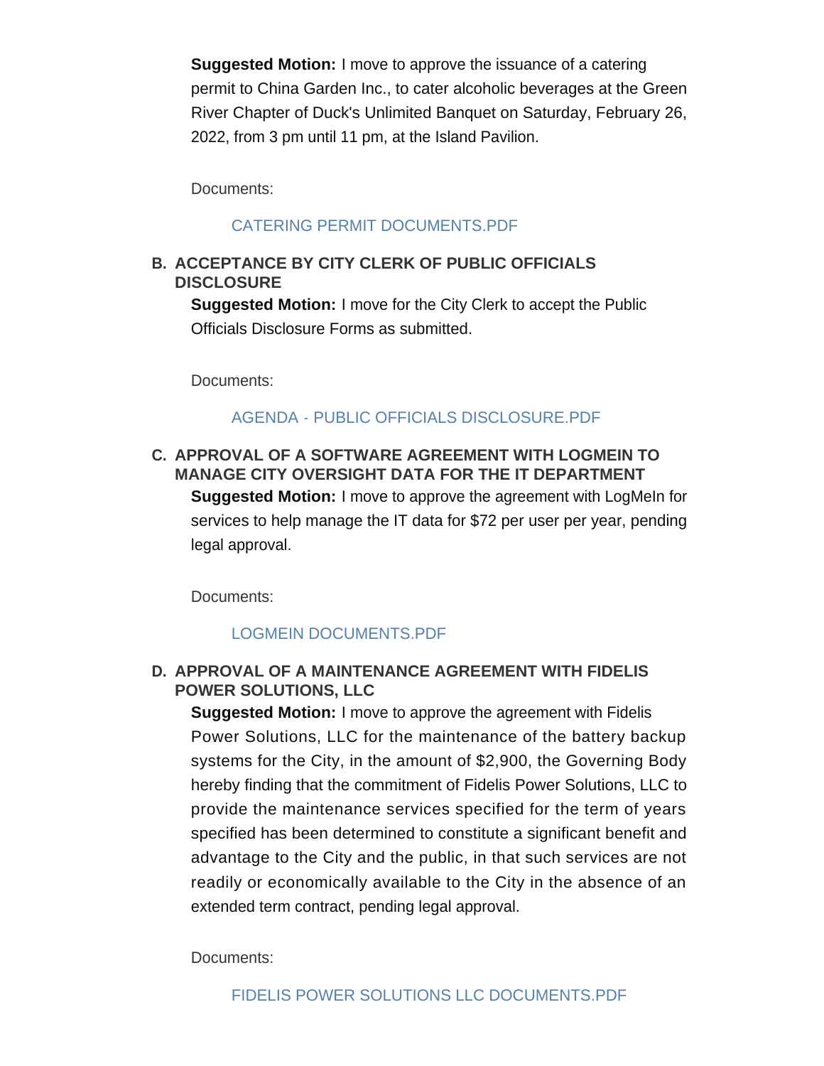**Suggested Motion:** I move to approve the issuance of a catering permit to China Garden Inc., to cater alcoholic beverages at the Green River Chapter of Duck's Unlimited Banquet on Saturday, February 26, 2022, from 3 pm until 11 pm, at the Island Pavilion.

Documents:

CATERING PERMIT DOCUMENTS.PDF

**B. ACCEPTANCE BY CITY CLERK OF PUBLIC OFFICIALS DISCLOSURE**

**Suggested Motion:** I move for the City Clerk to accept the Public Officials Disclosure Forms as submitted.

Documents:

AGENDA - PUBLIC OFFICIALS DISCLOSURE.PDF

**C. APPROVAL OF A SOFTWARE AGREEMENT WITH LOGMEIN TO MANAGE CITY OVERSIGHT DATA FOR THE IT DEPARTMENT**

**Suggested Motion:** I move to approve the agreement with LogMeIn for services to help manage the IT data for $72 per user per year, pending legal approval.

Documents:

LOGMEIN DOCUMENTS.PDF

**D. APPROVAL OF A MAINTENANCE AGREEMENT WITH FIDELIS POWER SOLUTIONS, LLC**

**Suggested Motion:** I move to approve the agreement with Fidelis Power Solutions, LLC for the maintenance of the battery backup systems for the City, in the amount of $2,900, the Governing Body hereby finding that the commitment of Fidelis Power Solutions, LLC to provide the maintenance services specified for the term of years specified has been determined to constitute a significant benefit and advantage to the City and the public, in that such services are not readily or economically available to the City in the absence of an extended term contract, pending legal approval.

Documents:

FIDELIS POWER SOLUTIONS LLC DOCUMENTS.PDF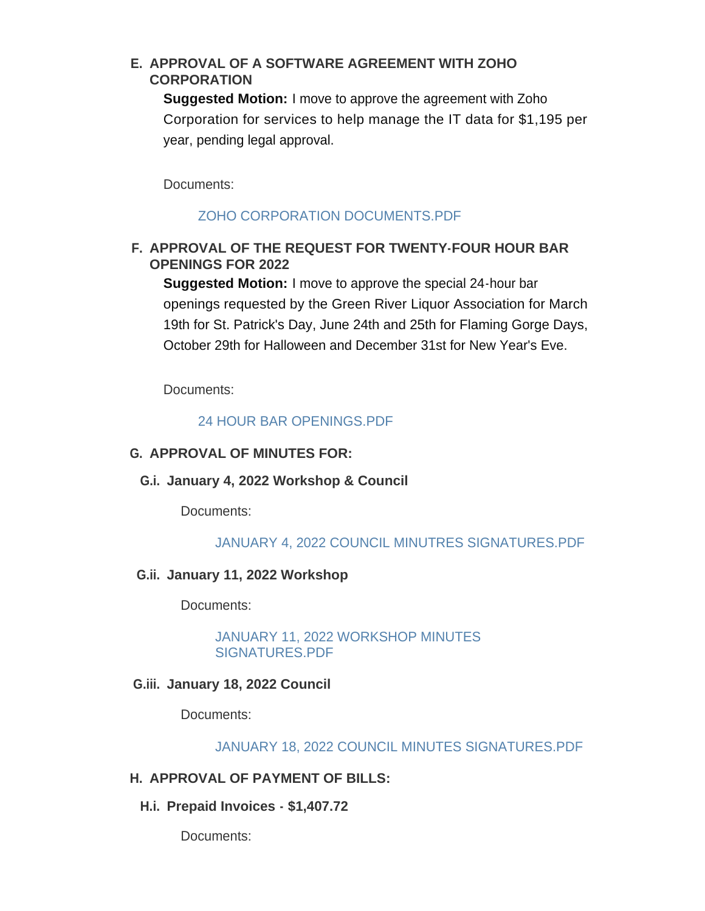### E. APPROVAL OF A SOFTWARE AGREEMENT WITH ZOHO CORPORATION

**Suggested Motion:** I move to approve the agreement with Zoho Corporation for services to help manage the IT data for $1,195 per year, pending legal approval.

Documents:

ZOHO CORPORATION DOCUMENTS.PDF

### F. APPROVAL OF THE REQUEST FOR TWENTY-FOUR HOUR BAR OPENINGS FOR 2022

**Suggested Motion:** I move to approve the special 24-hour bar openings requested by the Green River Liquor Association for March 19th for St. Patrick's Day, June 24th and 25th for Flaming Gorge Days, October 29th for Halloween and December 31st for New Year's Eve.

Documents:

24 HOUR BAR OPENINGS.PDF

### G. APPROVAL OF MINUTES FOR:

#### G.i. January 4, 2022 Workshop & Council

Documents:

JANUARY 4, 2022 COUNCIL MINUTRES SIGNATURES.PDF

#### G.ii. January 11, 2022 Workshop

Documents:

JANUARY 11, 2022 WORKSHOP MINUTES SIGNATURES.PDF

#### G.iii. January 18, 2022 Council

Documents:

JANUARY 18, 2022 COUNCIL MINUTES SIGNATURES.PDF

### H. APPROVAL OF PAYMENT OF BILLS:

#### H.i. Prepaid Invoices - $1,407.72

Documents: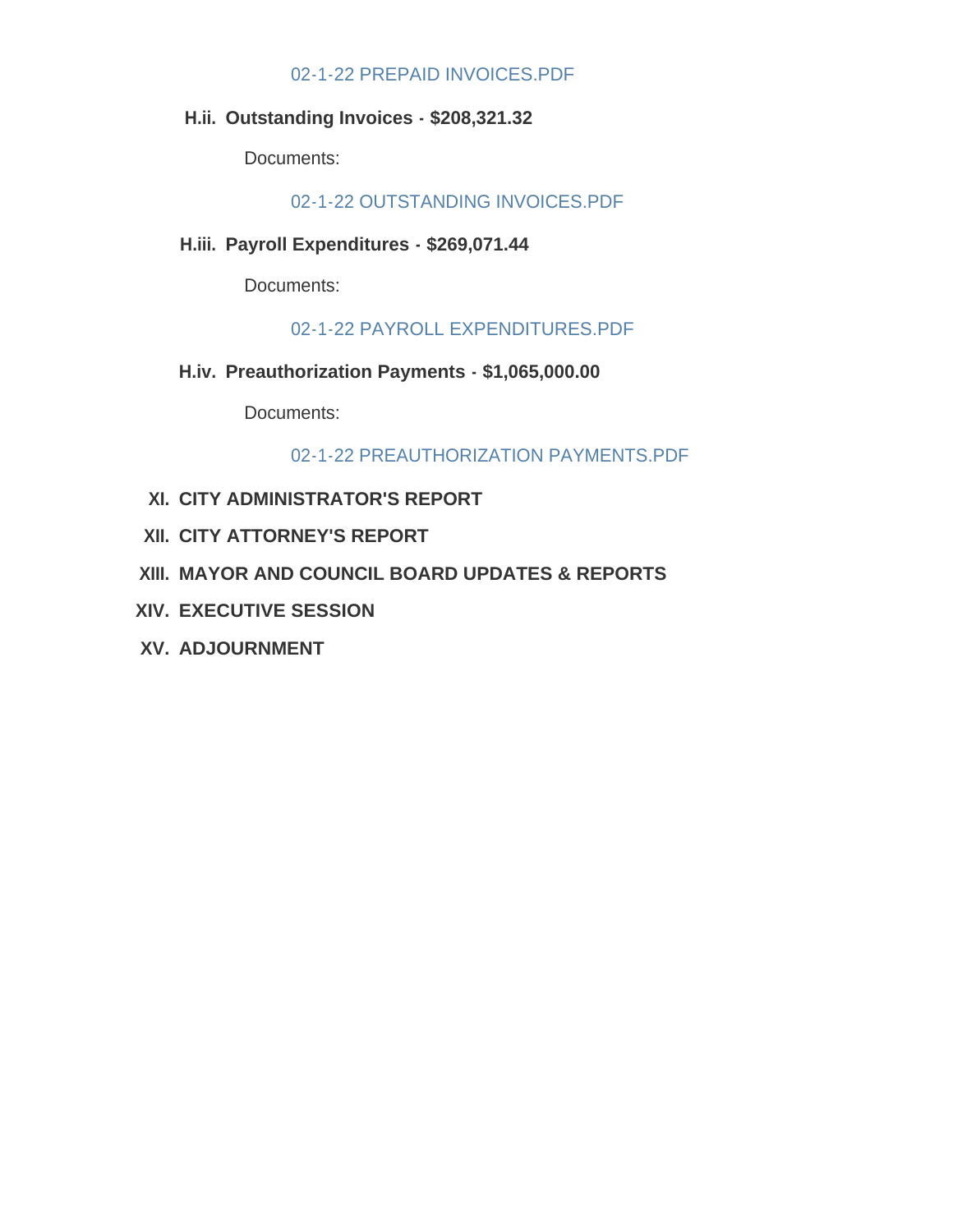02-1-22 PREPAID INVOICES.PDF

**H.ii. Outstanding Invoices - $208,321.32**

Documents:

02-1-22 OUTSTANDING INVOICES.PDF

**H.iii. Payroll Expenditures - $269,071.44**

Documents:

02-1-22 PAYROLL EXPENDITURES.PDF

**H.iv. Preauthorization Payments - $1,065,000.00**

Documents:

02-1-22 PREAUTHORIZATION PAYMENTS.PDF

**XI. CITY ADMINISTRATOR'S REPORT**

**XII. CITY ATTORNEY'S REPORT**

**XIII. MAYOR AND COUNCIL BOARD UPDATES & REPORTS**

**XIV. EXECUTIVE SESSION**

**XV. ADJOURNMENT**